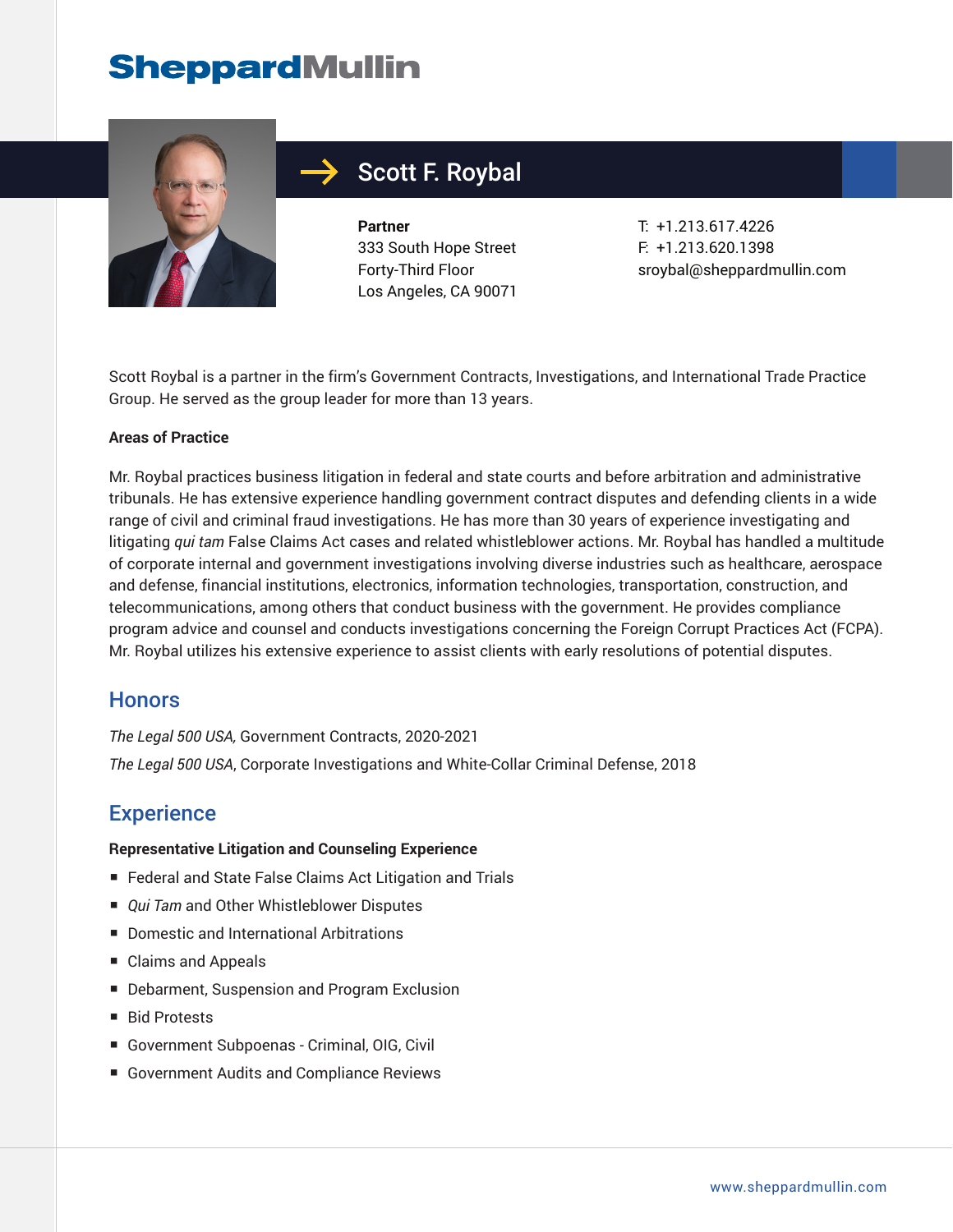# SheppardMullin

## Scott F. Roybal

**Partner**
333 South Hope Street
Forty-Third Floor
Los Angeles, CA 90071

T: +1.213.617.4226
F: +1.213.620.1398
sroybal@sheppardmullin.com

Scott Roybal is a partner in the firm's Government Contracts, Investigations, and International Trade Practice Group. He served as the group leader for more than 13 years.

**Areas of Practice**

Mr. Roybal practices business litigation in federal and state courts and before arbitration and administrative tribunals. He has extensive experience handling government contract disputes and defending clients in a wide range of civil and criminal fraud investigations. He has more than 30 years of experience investigating and litigating *qui tam* False Claims Act cases and related whistleblower actions. Mr. Roybal has handled a multitude of corporate internal and government investigations involving diverse industries such as healthcare, aerospace and defense, financial institutions, electronics, information technologies, transportation, construction, and telecommunications, among others that conduct business with the government. He provides compliance program advice and counsel and conducts investigations concerning the Foreign Corrupt Practices Act (FCPA). Mr. Roybal utilizes his extensive experience to assist clients with early resolutions of potential disputes.

## Honors

*The Legal 500 USA,* Government Contracts, 2020-2021

*The Legal 500 USA*, Corporate Investigations and White-Collar Criminal Defense, 2018

## Experience

**Representative Litigation and Counseling Experience**

- Federal and State False Claims Act Litigation and Trials
- *Qui Tam* and Other Whistleblower Disputes
- Domestic and International Arbitrations
- Claims and Appeals
- Debarment, Suspension and Program Exclusion
- Bid Protests
- Government Subpoenas - Criminal, OIG, Civil
- Government Audits and Compliance Reviews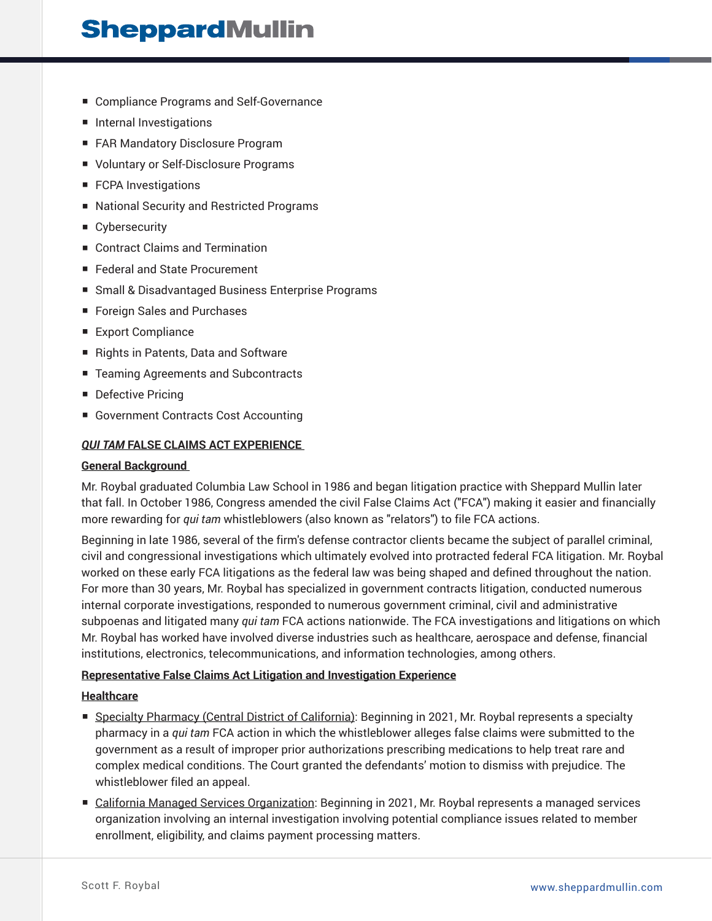- Compliance Programs and Self-Governance
- Internal Investigations
- FAR Mandatory Disclosure Program
- Voluntary or Self-Disclosure Programs
- FCPA Investigations
- National Security and Restricted Programs
- Cybersecurity
- Contract Claims and Termination
- Federal and State Procurement
- Small & Disadvantaged Business Enterprise Programs
- Foreign Sales and Purchases
- Export Compliance
- Rights in Patents, Data and Software
- Teaming Agreements and Subcontracts
- Defective Pricing
- Government Contracts Cost Accounting

## ***QUI TAM*** **FALSE CLAIMS ACT EXPERIENCE**

### **General Background**

Mr. Roybal graduated Columbia Law School in 1986 and began litigation practice with Sheppard Mullin later that fall. In October 1986, Congress amended the civil False Claims Act ("FCA") making it easier and financially more rewarding for *qui tam* whistleblowers (also known as "relators") to file FCA actions.

Beginning in late 1986, several of the firm's defense contractor clients became the subject of parallel criminal, civil and congressional investigations which ultimately evolved into protracted federal FCA litigation. Mr. Roybal worked on these early FCA litigations as the federal law was being shaped and defined throughout the nation. For more than 30 years, Mr. Roybal has specialized in government contracts litigation, conducted numerous internal corporate investigations, responded to numerous government criminal, civil and administrative subpoenas and litigated many *qui tam* FCA actions nationwide. The FCA investigations and litigations on which Mr. Roybal has worked have involved diverse industries such as healthcare, aerospace and defense, financial institutions, electronics, telecommunications, and information technologies, among others.

### **Representative False Claims Act Litigation and Investigation Experience**

#### **Healthcare**

- Specialty Pharmacy (Central District of California): Beginning in 2021, Mr. Roybal represents a specialty pharmacy in a *qui tam* FCA action in which the whistleblower alleges false claims were submitted to the government as a result of improper prior authorizations prescribing medications to help treat rare and complex medical conditions. The Court granted the defendants' motion to dismiss with prejudice. The whistleblower filed an appeal.
- California Managed Services Organization: Beginning in 2021, Mr. Roybal represents a managed services organization involving an internal investigation involving potential compliance issues related to member enrollment, eligibility, and claims payment processing matters.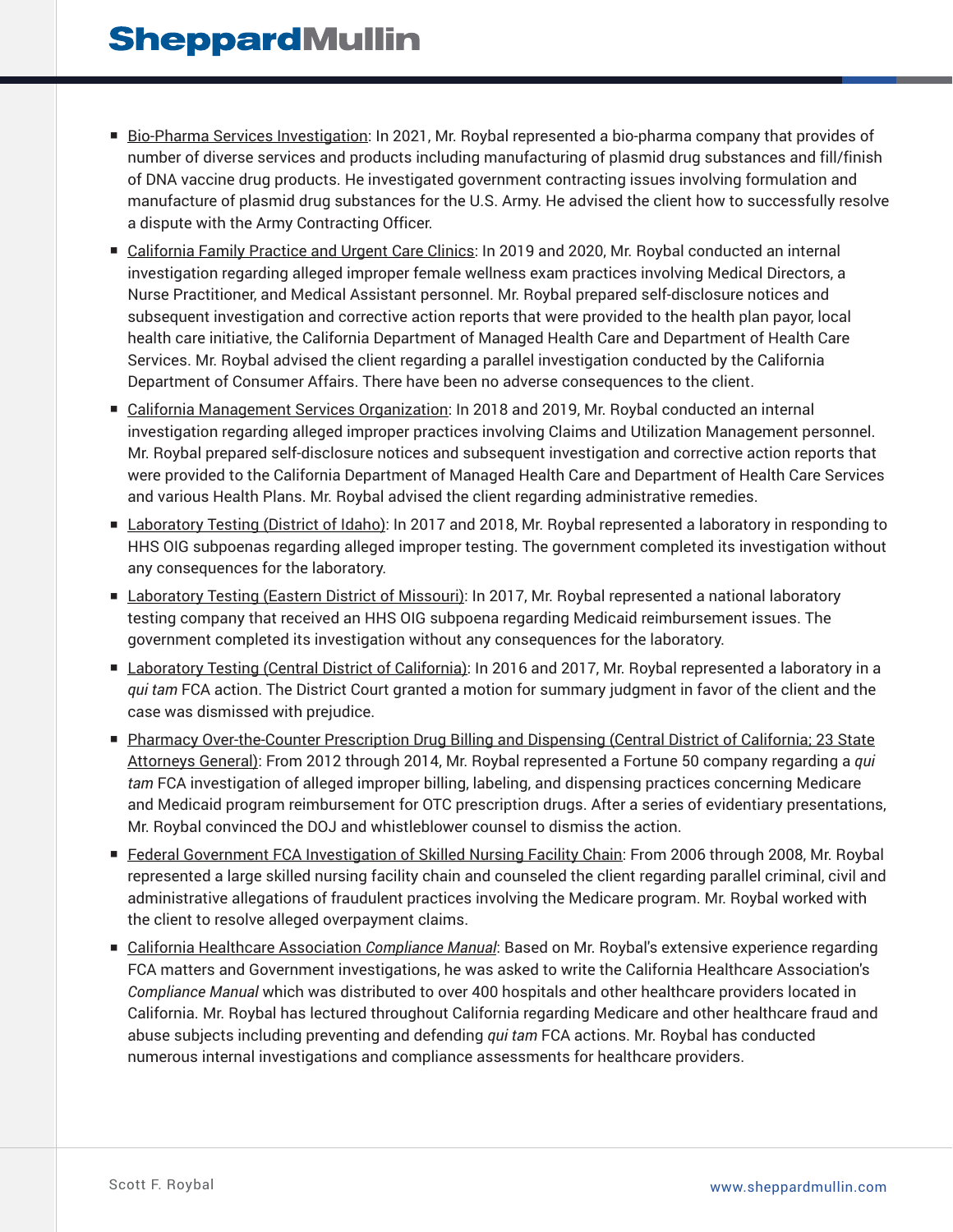- Bio-Pharma Services Investigation: In 2021, Mr. Roybal represented a bio-pharma company that provides of number of diverse services and products including manufacturing of plasmid drug substances and fill/finish of DNA vaccine drug products. He investigated government contracting issues involving formulation and manufacture of plasmid drug substances for the U.S. Army. He advised the client how to successfully resolve a dispute with the Army Contracting Officer.
- California Family Practice and Urgent Care Clinics: In 2019 and 2020, Mr. Roybal conducted an internal investigation regarding alleged improper female wellness exam practices involving Medical Directors, a Nurse Practitioner, and Medical Assistant personnel. Mr. Roybal prepared self-disclosure notices and subsequent investigation and corrective action reports that were provided to the health plan payor, local health care initiative, the California Department of Managed Health Care and Department of Health Care Services. Mr. Roybal advised the client regarding a parallel investigation conducted by the California Department of Consumer Affairs. There have been no adverse consequences to the client.
- California Management Services Organization: In 2018 and 2019, Mr. Roybal conducted an internal investigation regarding alleged improper practices involving Claims and Utilization Management personnel. Mr. Roybal prepared self-disclosure notices and subsequent investigation and corrective action reports that were provided to the California Department of Managed Health Care and Department of Health Care Services and various Health Plans. Mr. Roybal advised the client regarding administrative remedies.
- Laboratory Testing (District of Idaho): In 2017 and 2018, Mr. Roybal represented a laboratory in responding to HHS OIG subpoenas regarding alleged improper testing. The government completed its investigation without any consequences for the laboratory.
- Laboratory Testing (Eastern District of Missouri): In 2017, Mr. Roybal represented a national laboratory testing company that received an HHS OIG subpoena regarding Medicaid reimbursement issues. The government completed its investigation without any consequences for the laboratory.
- Laboratory Testing (Central District of California): In 2016 and 2017, Mr. Roybal represented a laboratory in a *qui tam* FCA action. The District Court granted a motion for summary judgment in favor of the client and the case was dismissed with prejudice.
- Pharmacy Over-the-Counter Prescription Drug Billing and Dispensing (Central District of California; 23 State Attorneys General): From 2012 through 2014, Mr. Roybal represented a Fortune 50 company regarding a *qui tam* FCA investigation of alleged improper billing, labeling, and dispensing practices concerning Medicare and Medicaid program reimbursement for OTC prescription drugs. After a series of evidentiary presentations, Mr. Roybal convinced the DOJ and whistleblower counsel to dismiss the action.
- Federal Government FCA Investigation of Skilled Nursing Facility Chain: From 2006 through 2008, Mr. Roybal represented a large skilled nursing facility chain and counseled the client regarding parallel criminal, civil and administrative allegations of fraudulent practices involving the Medicare program. Mr. Roybal worked with the client to resolve alleged overpayment claims.
- California Healthcare Association *Compliance Manual*: Based on Mr. Roybal's extensive experience regarding FCA matters and Government investigations, he was asked to write the California Healthcare Association's *Compliance Manual* which was distributed to over 400 hospitals and other healthcare providers located in California. Mr. Roybal has lectured throughout California regarding Medicare and other healthcare fraud and abuse subjects including preventing and defending *qui tam* FCA actions. Mr. Roybal has conducted numerous internal investigations and compliance assessments for healthcare providers.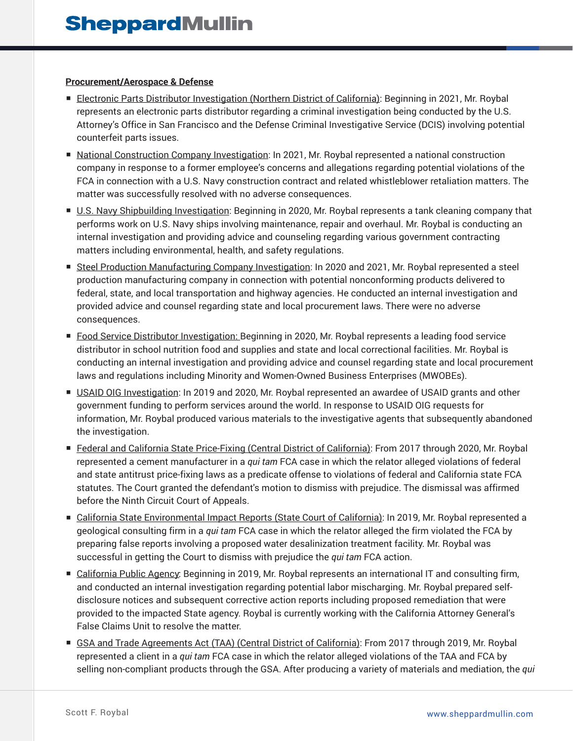**Procurement/Aerospace & Defense**

- Electronic Parts Distributor Investigation (Northern District of California): Beginning in 2021, Mr. Roybal represents an electronic parts distributor regarding a criminal investigation being conducted by the U.S. Attorney's Office in San Francisco and the Defense Criminal Investigative Service (DCIS) involving potential counterfeit parts issues.
- National Construction Company Investigation: In 2021, Mr. Roybal represented a national construction company in response to a former employee's concerns and allegations regarding potential violations of the FCA in connection with a U.S. Navy construction contract and related whistleblower retaliation matters. The matter was successfully resolved with no adverse consequences.
- U.S. Navy Shipbuilding Investigation: Beginning in 2020, Mr. Roybal represents a tank cleaning company that performs work on U.S. Navy ships involving maintenance, repair and overhaul. Mr. Roybal is conducting an internal investigation and providing advice and counseling regarding various government contracting matters including environmental, health, and safety regulations.
- Steel Production Manufacturing Company Investigation: In 2020 and 2021, Mr. Roybal represented a steel production manufacturing company in connection with potential nonconforming products delivered to federal, state, and local transportation and highway agencies. He conducted an internal investigation and provided advice and counsel regarding state and local procurement laws. There were no adverse consequences.
- Food Service Distributor Investigation: Beginning in 2020, Mr. Roybal represents a leading food service distributor in school nutrition food and supplies and state and local correctional facilities. Mr. Roybal is conducting an internal investigation and providing advice and counsel regarding state and local procurement laws and regulations including Minority and Women-Owned Business Enterprises (MWOBEs).
- USAID OIG Investigation: In 2019 and 2020, Mr. Roybal represented an awardee of USAID grants and other government funding to perform services around the world. In response to USAID OIG requests for information, Mr. Roybal produced various materials to the investigative agents that subsequently abandoned the investigation.
- Federal and California State Price-Fixing (Central District of California): From 2017 through 2020, Mr. Roybal represented a cement manufacturer in a *qui tam* FCA case in which the relator alleged violations of federal and state antitrust price-fixing laws as a predicate offense to violations of federal and California state FCA statutes. The Court granted the defendant's motion to dismiss with prejudice. The dismissal was affirmed before the Ninth Circuit Court of Appeals.
- California State Environmental Impact Reports (State Court of California): In 2019, Mr. Roybal represented a geological consulting firm in a *qui tam* FCA case in which the relator alleged the firm violated the FCA by preparing false reports involving a proposed water desalinization treatment facility. Mr. Roybal was successful in getting the Court to dismiss with prejudice the *qui tam* FCA action.
- California Public Agency: Beginning in 2019, Mr. Roybal represents an international IT and consulting firm, and conducted an internal investigation regarding potential labor mischarging. Mr. Roybal prepared self-disclosure notices and subsequent corrective action reports including proposed remediation that were provided to the impacted State agency. Roybal is currently working with the California Attorney General's False Claims Unit to resolve the matter.
- GSA and Trade Agreements Act (TAA) (Central District of California): From 2017 through 2019, Mr. Roybal represented a client in a *qui tam* FCA case in which the relator alleged violations of the TAA and FCA by selling non-compliant products through the GSA. After producing a variety of materials and mediation, the *qui*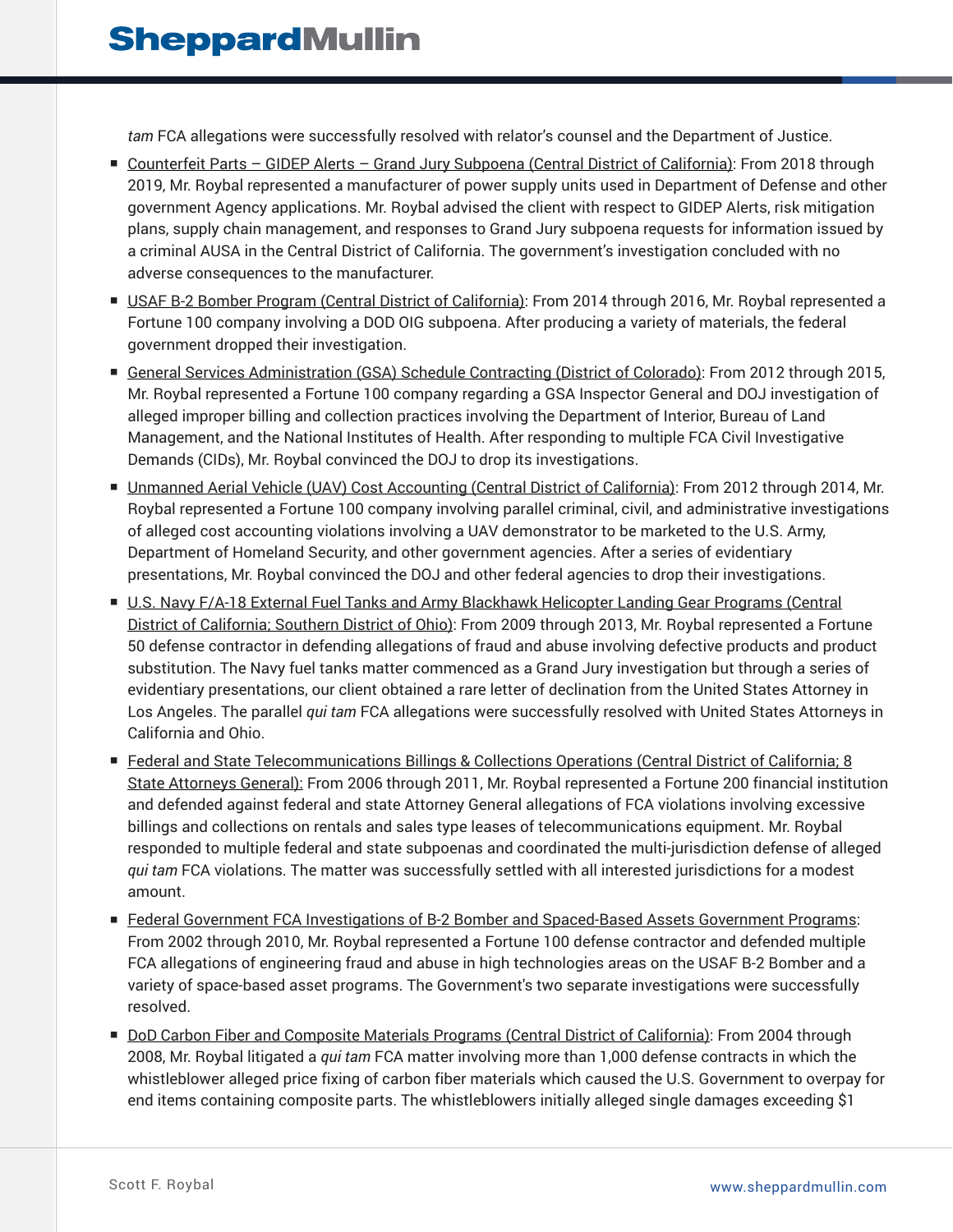*tam* FCA allegations were successfully resolved with relator's counsel and the Department of Justice.

- Counterfeit Parts – GIDEP Alerts – Grand Jury Subpoena (Central District of California): From 2018 through 2019, Mr. Roybal represented a manufacturer of power supply units used in Department of Defense and other government Agency applications. Mr. Roybal advised the client with respect to GIDEP Alerts, risk mitigation plans, supply chain management, and responses to Grand Jury subpoena requests for information issued by a criminal AUSA in the Central District of California. The government's investigation concluded with no adverse consequences to the manufacturer.
- USAF B-2 Bomber Program (Central District of California): From 2014 through 2016, Mr. Roybal represented a Fortune 100 company involving a DOD OIG subpoena. After producing a variety of materials, the federal government dropped their investigation.
- General Services Administration (GSA) Schedule Contracting (District of Colorado): From 2012 through 2015, Mr. Roybal represented a Fortune 100 company regarding a GSA Inspector General and DOJ investigation of alleged improper billing and collection practices involving the Department of Interior, Bureau of Land Management, and the National Institutes of Health. After responding to multiple FCA Civil Investigative Demands (CIDs), Mr. Roybal convinced the DOJ to drop its investigations.
- Unmanned Aerial Vehicle (UAV) Cost Accounting (Central District of California): From 2012 through 2014, Mr. Roybal represented a Fortune 100 company involving parallel criminal, civil, and administrative investigations of alleged cost accounting violations involving a UAV demonstrator to be marketed to the U.S. Army, Department of Homeland Security, and other government agencies. After a series of evidentiary presentations, Mr. Roybal convinced the DOJ and other federal agencies to drop their investigations.
- U.S. Navy F/A-18 External Fuel Tanks and Army Blackhawk Helicopter Landing Gear Programs (Central District of California; Southern District of Ohio): From 2009 through 2013, Mr. Roybal represented a Fortune 50 defense contractor in defending allegations of fraud and abuse involving defective products and product substitution. The Navy fuel tanks matter commenced as a Grand Jury investigation but through a series of evidentiary presentations, our client obtained a rare letter of declination from the United States Attorney in Los Angeles. The parallel *qui tam* FCA allegations were successfully resolved with United States Attorneys in California and Ohio.
- Federal and State Telecommunications Billings & Collections Operations (Central District of California; 8 State Attorneys General): From 2006 through 2011, Mr. Roybal represented a Fortune 200 financial institution and defended against federal and state Attorney General allegations of FCA violations involving excessive billings and collections on rentals and sales type leases of telecommunications equipment. Mr. Roybal responded to multiple federal and state subpoenas and coordinated the multi-jurisdiction defense of alleged *qui tam* FCA violations. The matter was successfully settled with all interested jurisdictions for a modest amount.
- Federal Government FCA Investigations of B-2 Bomber and Spaced-Based Assets Government Programs: From 2002 through 2010, Mr. Roybal represented a Fortune 100 defense contractor and defended multiple FCA allegations of engineering fraud and abuse in high technologies areas on the USAF B-2 Bomber and a variety of space-based asset programs. The Government's two separate investigations were successfully resolved.
- DoD Carbon Fiber and Composite Materials Programs (Central District of California): From 2004 through 2008, Mr. Roybal litigated a *qui tam* FCA matter involving more than 1,000 defense contracts in which the whistleblower alleged price fixing of carbon fiber materials which caused the U.S. Government to overpay for end items containing composite parts. The whistleblowers initially alleged single damages exceeding $1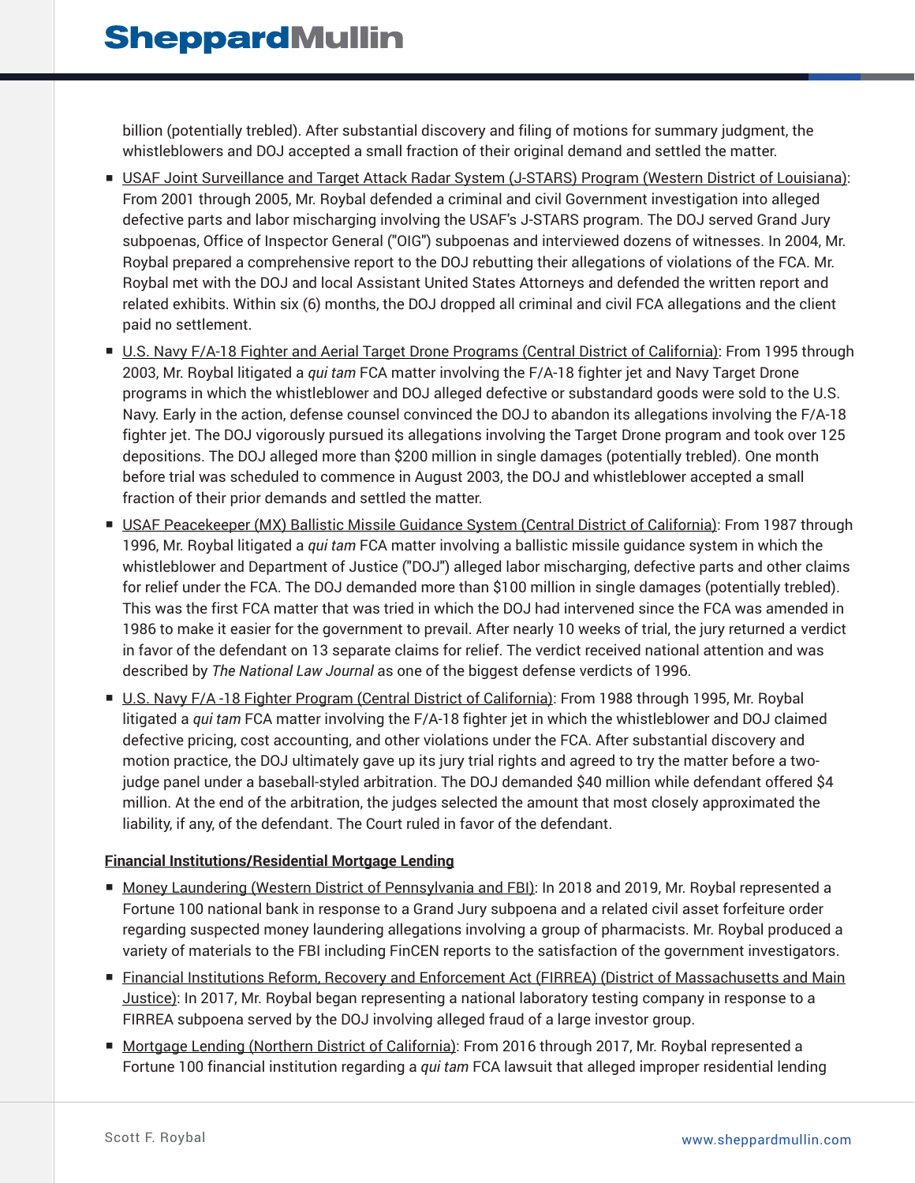billion (potentially trebled). After substantial discovery and filing of motions for summary judgment, the whistleblowers and DOJ accepted a small fraction of their original demand and settled the matter.

- USAF Joint Surveillance and Target Attack Radar System (J-STARS) Program (Western District of Louisiana): From 2001 through 2005, Mr. Roybal defended a criminal and civil Government investigation into alleged defective parts and labor mischarging involving the USAF's J-STARS program. The DOJ served Grand Jury subpoenas, Office of Inspector General ("OIG") subpoenas and interviewed dozens of witnesses. In 2004, Mr. Roybal prepared a comprehensive report to the DOJ rebutting their allegations of violations of the FCA. Mr. Roybal met with the DOJ and local Assistant United States Attorneys and defended the written report and related exhibits. Within six (6) months, the DOJ dropped all criminal and civil FCA allegations and the client paid no settlement.
- U.S. Navy F/A-18 Fighter and Aerial Target Drone Programs (Central District of California): From 1995 through 2003, Mr. Roybal litigated a *qui tam* FCA matter involving the F/A-18 fighter jet and Navy Target Drone programs in which the whistleblower and DOJ alleged defective or substandard goods were sold to the U.S. Navy. Early in the action, defense counsel convinced the DOJ to abandon its allegations involving the F/A-18 fighter jet. The DOJ vigorously pursued its allegations involving the Target Drone program and took over 125 depositions. The DOJ alleged more than $200 million in single damages (potentially trebled). One month before trial was scheduled to commence in August 2003, the DOJ and whistleblower accepted a small fraction of their prior demands and settled the matter.
- USAF Peacekeeper (MX) Ballistic Missile Guidance System (Central District of California): From 1987 through 1996, Mr. Roybal litigated a *qui tam* FCA matter involving a ballistic missile guidance system in which the whistleblower and Department of Justice ("DOJ") alleged labor mischarging, defective parts and other claims for relief under the FCA. The DOJ demanded more than $100 million in single damages (potentially trebled). This was the first FCA matter that was tried in which the DOJ had intervened since the FCA was amended in 1986 to make it easier for the government to prevail. After nearly 10 weeks of trial, the jury returned a verdict in favor of the defendant on 13 separate claims for relief. The verdict received national attention and was described by *The National Law Journal* as one of the biggest defense verdicts of 1996.
- U.S. Navy F/A -18 Fighter Program (Central District of California): From 1988 through 1995, Mr. Roybal litigated a *qui tam* FCA matter involving the F/A-18 fighter jet in which the whistleblower and DOJ claimed defective pricing, cost accounting, and other violations under the FCA. After substantial discovery and motion practice, the DOJ ultimately gave up its jury trial rights and agreed to try the matter before a two-judge panel under a baseball-styled arbitration. The DOJ demanded $40 million while defendant offered $4 million. At the end of the arbitration, the judges selected the amount that most closely approximated the liability, if any, of the defendant. The Court ruled in favor of the defendant.

**Financial Institutions/Residential Mortgage Lending**

- Money Laundering (Western District of Pennsylvania and FBI): In 2018 and 2019, Mr. Roybal represented a Fortune 100 national bank in response to a Grand Jury subpoena and a related civil asset forfeiture order regarding suspected money laundering allegations involving a group of pharmacists. Mr. Roybal produced a variety of materials to the FBI including FinCEN reports to the satisfaction of the government investigators.
- Financial Institutions Reform, Recovery and Enforcement Act (FIRREA) (District of Massachusetts and Main Justice): In 2017, Mr. Roybal began representing a national laboratory testing company in response to a FIRREA subpoena served by the DOJ involving alleged fraud of a large investor group.
- Mortgage Lending (Northern District of California): From 2016 through 2017, Mr. Roybal represented a Fortune 100 financial institution regarding a *qui tam* FCA lawsuit that alleged improper residential lending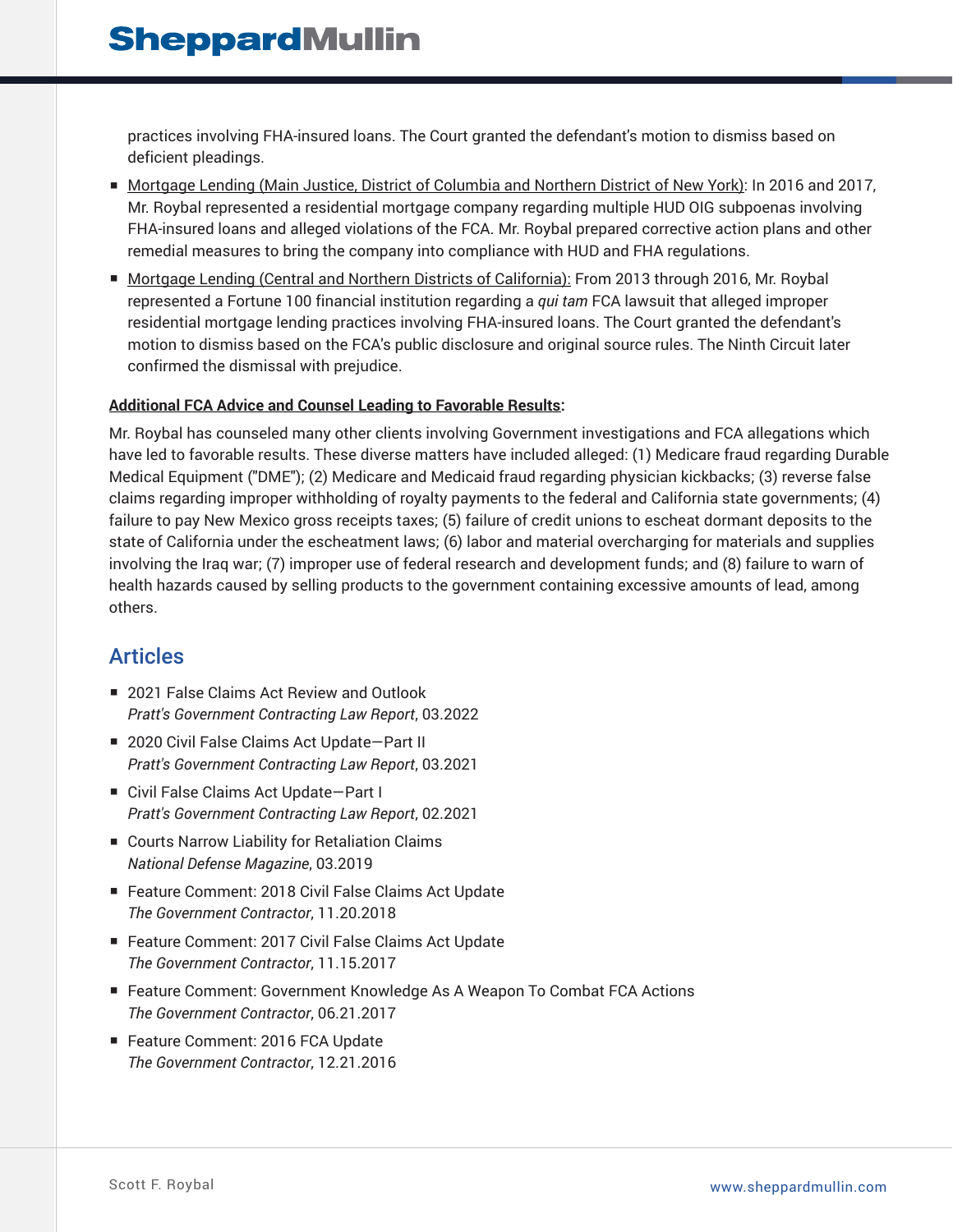practices involving FHA-insured loans. The Court granted the defendant's motion to dismiss based on deficient pleadings.

- Mortgage Lending (Main Justice, District of Columbia and Northern District of New York): In 2016 and 2017, Mr. Roybal represented a residential mortgage company regarding multiple HUD OIG subpoenas involving FHA-insured loans and alleged violations of the FCA. Mr. Roybal prepared corrective action plans and other remedial measures to bring the company into compliance with HUD and FHA regulations.
- Mortgage Lending (Central and Northern Districts of California): From 2013 through 2016, Mr. Roybal represented a Fortune 100 financial institution regarding a *qui tam* FCA lawsuit that alleged improper residential mortgage lending practices involving FHA-insured loans. The Court granted the defendant's motion to dismiss based on the FCA's public disclosure and original source rules. The Ninth Circuit later confirmed the dismissal with prejudice.

**Additional FCA Advice and Counsel Leading to Favorable Results:**

Mr. Roybal has counseled many other clients involving Government investigations and FCA allegations which have led to favorable results. These diverse matters have included alleged: (1) Medicare fraud regarding Durable Medical Equipment ("DME"); (2) Medicare and Medicaid fraud regarding physician kickbacks; (3) reverse false claims regarding improper withholding of royalty payments to the federal and California state governments; (4) failure to pay New Mexico gross receipts taxes; (5) failure of credit unions to escheat dormant deposits to the state of California under the escheatment laws; (6) labor and material overcharging for materials and supplies involving the Iraq war; (7) improper use of federal research and development funds; and (8) failure to warn of health hazards caused by selling products to the government containing excessive amounts of lead, among others.

## Articles

- 2021 False Claims Act Review and Outlook
  *Pratt's Government Contracting Law Report*, 03.2022
- 2020 Civil False Claims Act Update—Part II
  *Pratt's Government Contracting Law Report*, 03.2021
- Civil False Claims Act Update—Part I
  *Pratt's Government Contracting Law Report*, 02.2021
- Courts Narrow Liability for Retaliation Claims
  *National Defense Magazine*, 03.2019
- Feature Comment: 2018 Civil False Claims Act Update
  *The Government Contractor*, 11.20.2018
- Feature Comment: 2017 Civil False Claims Act Update
  *The Government Contractor*, 11.15.2017
- Feature Comment: Government Knowledge As A Weapon To Combat FCA Actions
  *The Government Contractor*, 06.21.2017
- Feature Comment: 2016 FCA Update
  *The Government Contractor*, 12.21.2016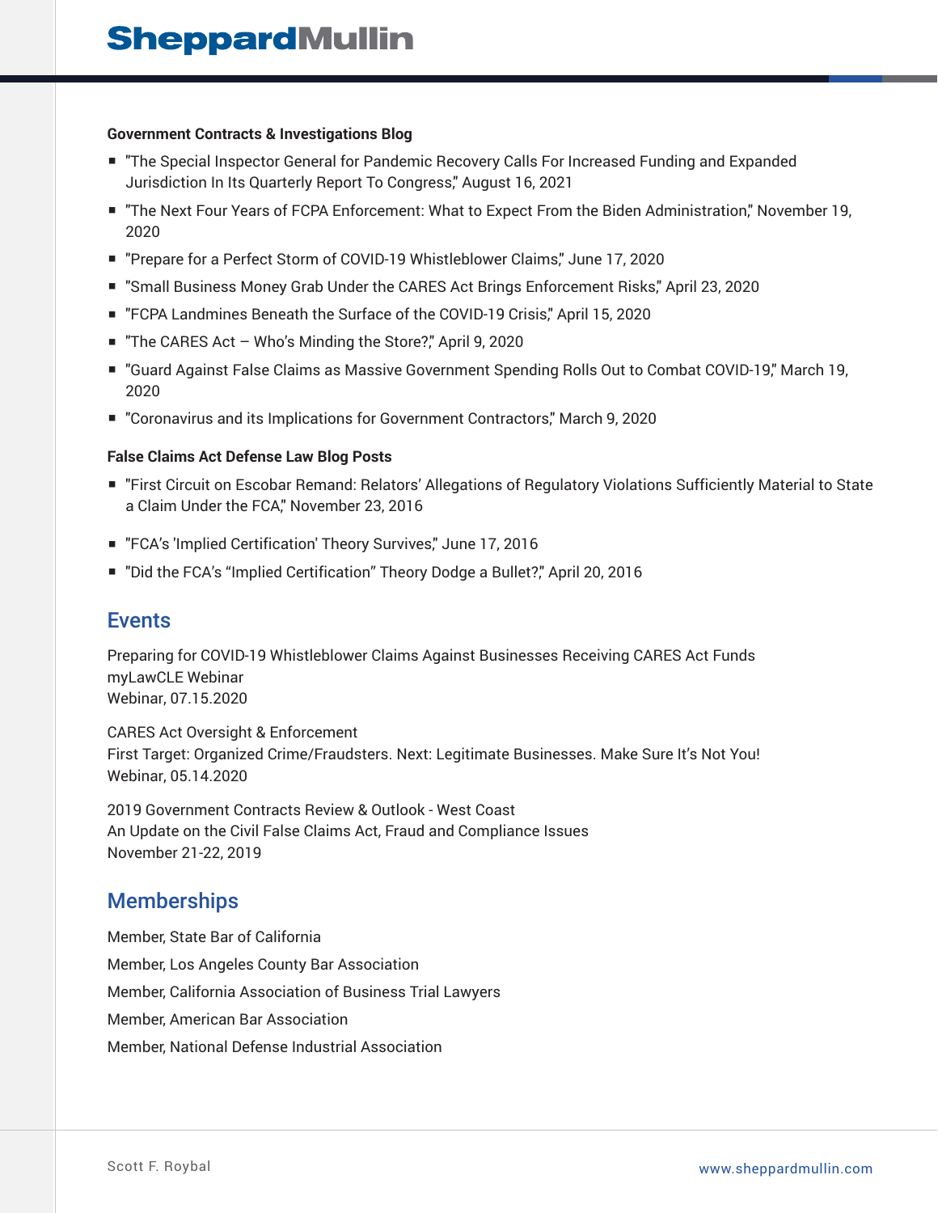**Government Contracts & Investigations Blog**

- "The Special Inspector General for Pandemic Recovery Calls For Increased Funding and Expanded Jurisdiction In Its Quarterly Report To Congress," August 16, 2021
- "The Next Four Years of FCPA Enforcement: What to Expect From the Biden Administration," November 19, 2020
- "Prepare for a Perfect Storm of COVID-19 Whistleblower Claims," June 17, 2020
- "Small Business Money Grab Under the CARES Act Brings Enforcement Risks," April 23, 2020
- "FCPA Landmines Beneath the Surface of the COVID-19 Crisis," April 15, 2020
- "The CARES Act – Who's Minding the Store?," April 9, 2020
- "Guard Against False Claims as Massive Government Spending Rolls Out to Combat COVID-19," March 19, 2020
- "Coronavirus and its Implications for Government Contractors," March 9, 2020

**False Claims Act Defense Law Blog Posts**

- "First Circuit on Escobar Remand: Relators' Allegations of Regulatory Violations Sufficiently Material to State a Claim Under the FCA," November 23, 2016
- "FCA's 'Implied Certification' Theory Survives," June 17, 2016
- "Did the FCA's "Implied Certification" Theory Dodge a Bullet?," April 20, 2016

## Events

Preparing for COVID-19 Whistleblower Claims Against Businesses Receiving CARES Act Funds
myLawCLE Webinar
Webinar, 07.15.2020

CARES Act Oversight & Enforcement
First Target: Organized Crime/Fraudsters. Next: Legitimate Businesses. Make Sure It's Not You!
Webinar, 05.14.2020

2019 Government Contracts Review & Outlook - West Coast
An Update on the Civil False Claims Act, Fraud and Compliance Issues
November 21-22, 2019

## Memberships

Member, State Bar of California

Member, Los Angeles County Bar Association

Member, California Association of Business Trial Lawyers

Member, American Bar Association

Member, National Defense Industrial Association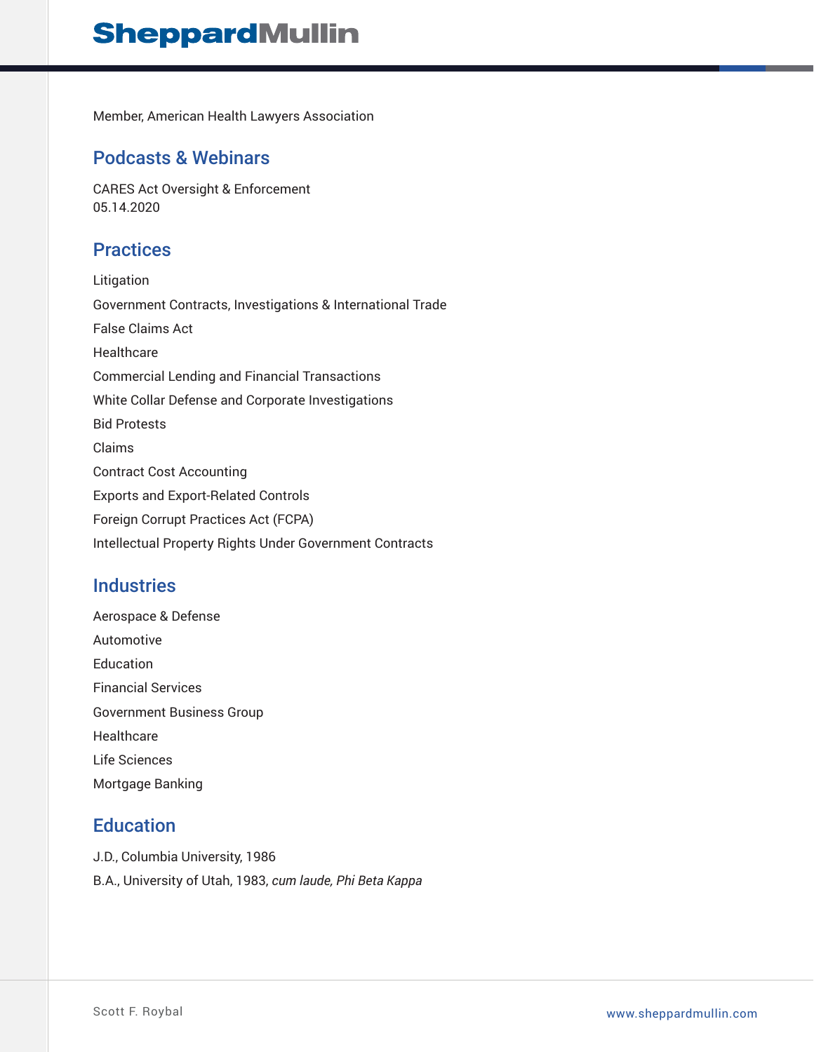Member, American Health Lawyers Association

## Podcasts & Webinars

CARES Act Oversight & Enforcement
05.14.2020

## Practices

Litigation

Government Contracts, Investigations & International Trade

False Claims Act

Healthcare

Commercial Lending and Financial Transactions

White Collar Defense and Corporate Investigations

Bid Protests

Claims

Contract Cost Accounting

Exports and Export-Related Controls

Foreign Corrupt Practices Act (FCPA)

Intellectual Property Rights Under Government Contracts

## Industries

Aerospace & Defense

Automotive

Education

Financial Services

Government Business Group

Healthcare

Life Sciences

Mortgage Banking

## Education

J.D., Columbia University, 1986

B.A., University of Utah, 1983, *cum laude, Phi Beta Kappa*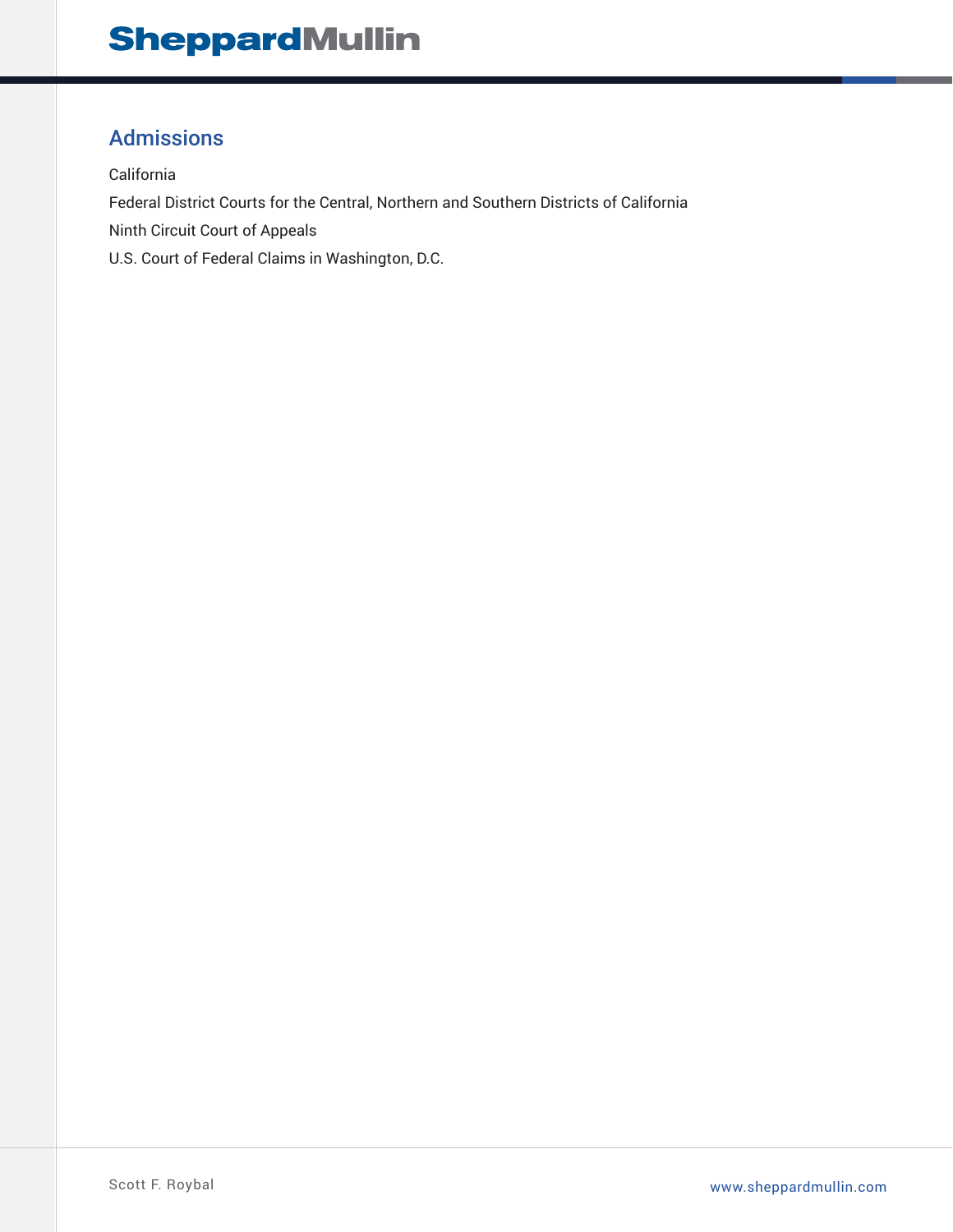## Admissions

California

Federal District Courts for the Central, Northern and Southern Districts of California

Ninth Circuit Court of Appeals

U.S. Court of Federal Claims in Washington, D.C.